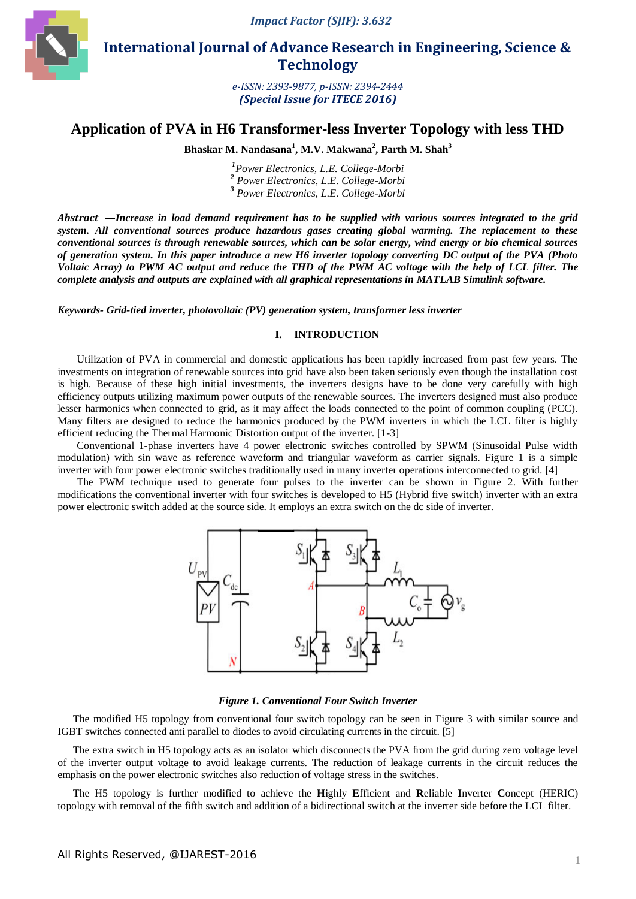# Application of PVA in H6 Transformer-less Inverter Topology with less THD

**Bhaskar M. Nandasana[1], M.V. Makwana[2], Parth M. Shah[3]**

*[1]Power Electronics, L.E. College-Morbi*
*[2] Power Electronics, L.E. College-Morbi*
*[3] Power Electronics, L.E. College-Morbi*

***Abstract* —*Increase in load demand requirement has to be supplied with various sources integrated to the grid system. All conventional sources produce hazardous gases creating global warming. The replacement to these conventional sources is through renewable sources, which can be solar energy, wind energy or bio chemical sources of generation system. In this paper introduce a new H6 inverter topology converting DC output of the PVA (Photo Voltaic Array) to PWM AC output and reduce the THD of the PWM AC voltage with the help of LCL filter. The complete analysis and outputs are explained with all graphical representations in MATLAB Simulink software.***

***Keywords- Grid-tied inverter, photovoltaic (PV) generation system, transformer less inverter***

## I. INTRODUCTION

Utilization of PVA in commercial and domestic applications has been rapidly increased from past few years. The investments on integration of renewable sources into grid have also been taken seriously even though the installation cost is high. Because of these high initial investments, the inverters designs have to be done very carefully with high efficiency outputs utilizing maximum power outputs of the renewable sources. The inverters designed must also produce lesser harmonics when connected to grid, as it may affect the loads connected to the point of common coupling (PCC). Many filters are designed to reduce the harmonics produced by the PWM inverters in which the LCL filter is highly efficient reducing the Thermal Harmonic Distortion output of the inverter. [1-3]

Conventional 1-phase inverters have 4 power electronic switches controlled by SPWM (Sinusoidal Pulse width modulation) with sin wave as reference waveform and triangular waveform as carrier signals. Figure 1 is a simple inverter with four power electronic switches traditionally used in many inverter operations interconnected to grid. [4]

The PWM technique used to generate four pulses to the inverter can be shown in Figure 2. With further modifications the conventional inverter with four switches is developed to H5 (Hybrid five switch) inverter with an extra power electronic switch added at the source side. It employs an extra switch on the dc side of inverter.

*Figure 1. Conventional Four Switch Inverter*

The modified H5 topology from conventional four switch topology can be seen in Figure 3 with similar source and IGBT switches connected anti parallel to diodes to avoid circulating currents in the circuit. [5]

The extra switch in H5 topology acts as an isolator which disconnects the PVA from the grid during zero voltage level of the inverter output voltage to avoid leakage currents. The reduction of leakage currents in the circuit reduces the emphasis on the power electronic switches also reduction of voltage stress in the switches.

The H5 topology is further modified to achieve the **H**ighly **E**fficient and **R**eliable **I**nverter **C**oncept (HERIC) topology with removal of the fifth switch and addition of a bidirectional switch at the inverter side before the LCL filter.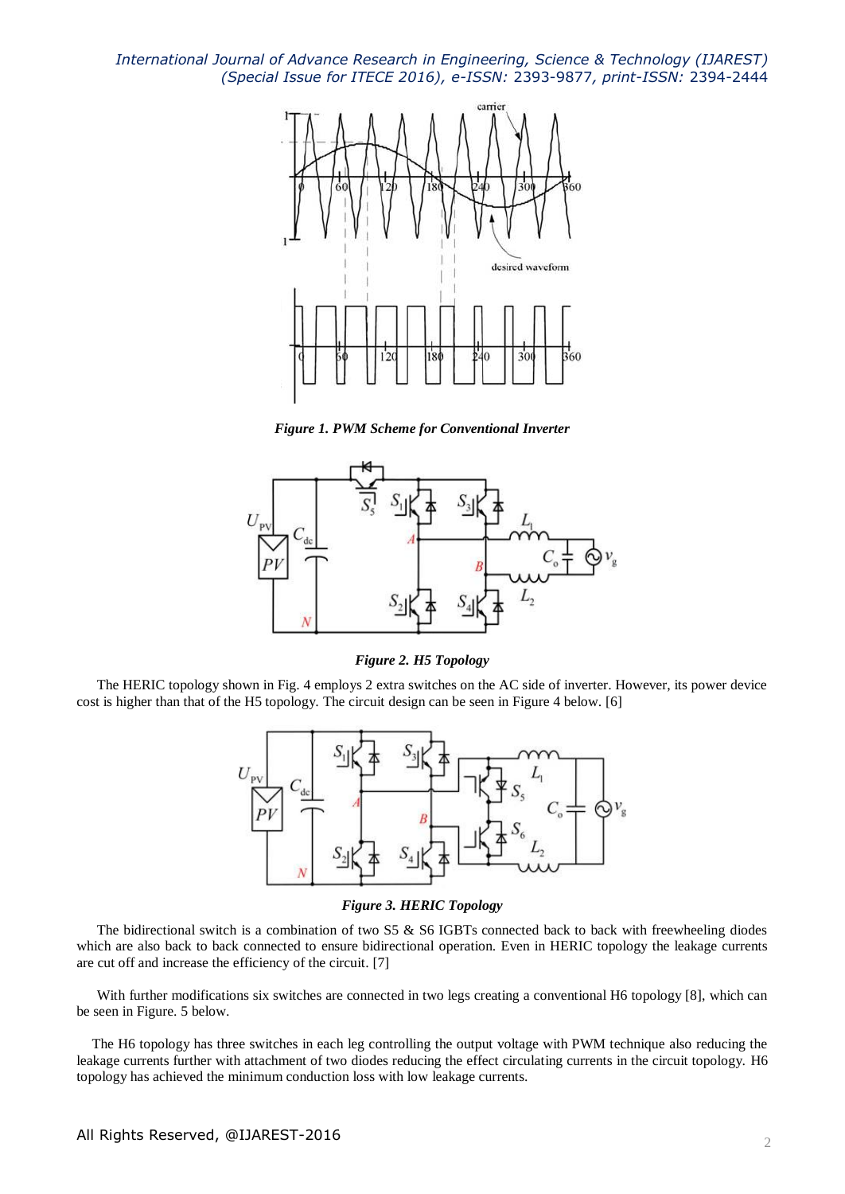*Figure 1. PWM Scheme for Conventional Inverter*

*Figure 2. H5 Topology*

The HERIC topology shown in Fig. 4 employs 2 extra switches on the AC side of inverter. However, its power device cost is higher than that of the H5 topology. The circuit design can be seen in Figure 4 below. [6]

*Figure 3. HERIC Topology*

The bidirectional switch is a combination of two S5 & S6 IGBTs connected back to back with freewheeling diodes which are also back to back connected to ensure bidirectional operation. Even in HERIC topology the leakage currents are cut off and increase the efficiency of the circuit. [7]

With further modifications six switches are connected in two legs creating a conventional H6 topology [8], which can be seen in Figure. 5 below.

The H6 topology has three switches in each leg controlling the output voltage with PWM technique also reducing the leakage currents further with attachment of two diodes reducing the effect circulating currents in the circuit topology. H6 topology has achieved the minimum conduction loss with low leakage currents.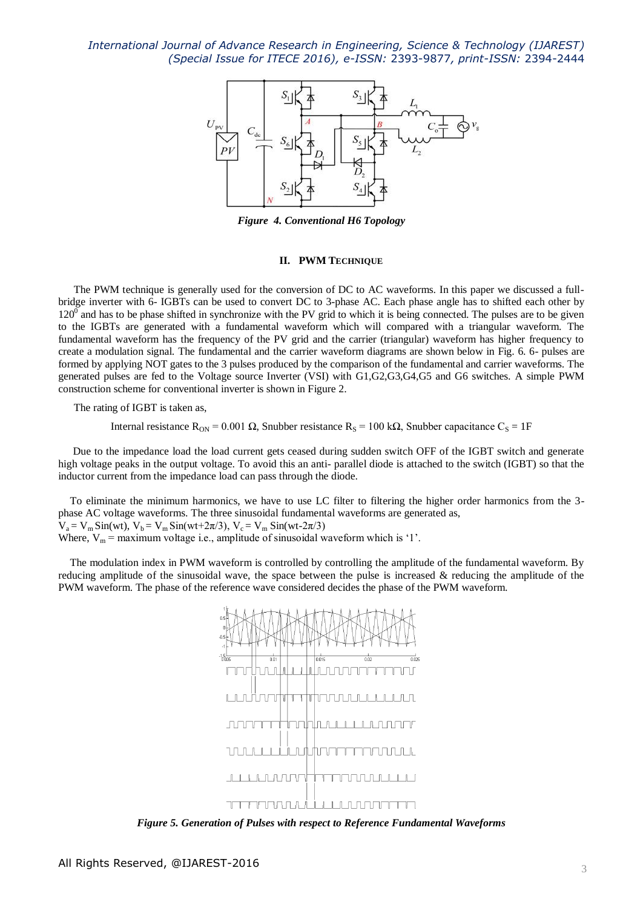*Figure 4. Conventional H6 Topology*

## II. PWM TECHNIQUE

The PWM technique is generally used for the conversion of DC to AC waveforms. In this paper we discussed a full-bridge inverter with 6- IGBTs can be used to convert DC to 3-phase AC. Each phase angle has to shifted each other by $120^0$ and has to be phase shifted in synchronize with the PV grid to which it is being connected. The pulses are to be given to the IGBTs are generated with a fundamental waveform which will compared with a triangular waveform. The fundamental waveform has the frequency of the PV grid and the carrier (triangular) waveform has higher frequency to create a modulation signal. The fundamental and the carrier waveform diagrams are shown below in Fig. 6. 6- pulses are formed by applying NOT gates to the 3 pulses produced by the comparison of the fundamental and carrier waveforms. The generated pulses are fed to the Voltage source Inverter (VSI) with G1,G2,G3,G4,G5 and G6 switches. A simple PWM construction scheme for conventional inverter is shown in Figure 2.

The rating of IGBT is taken as,

Internal resistance $R_{ON} = 0.001\ \Omega$, Snubber resistance $R_S = 100\ k\Omega$, Snubber capacitance $C_S = 1F$

Due to the impedance load the load current gets ceased during sudden switch OFF of the IGBT switch and generate high voltage peaks in the output voltage. To avoid this an anti- parallel diode is attached to the switch (IGBT) so that the inductor current from the impedance load can pass through the diode.

To eliminate the minimum harmonics, we have to use LC filter to filtering the higher order harmonics from the 3-phase AC voltage waveforms. The three sinusoidal fundamental waveforms are generated as,

$V_a = V_m \text{Sin}(wt)$, $V_b = V_m \text{Sin}(wt+2\pi/3)$, $V_c = V_m \text{Sin}(wt-2\pi/3)$

Where, $V_m$ = maximum voltage i.e., amplitude of sinusoidal waveform which is '1'.

The modulation index in PWM waveform is controlled by controlling the amplitude of the fundamental waveform. By reducing amplitude of the sinusoidal wave, the space between the pulse is increased & reducing the amplitude of the PWM waveform. The phase of the reference wave considered decides the phase of the PWM waveform.

*Figure 5. Generation of Pulses with respect to Reference Fundamental Waveforms*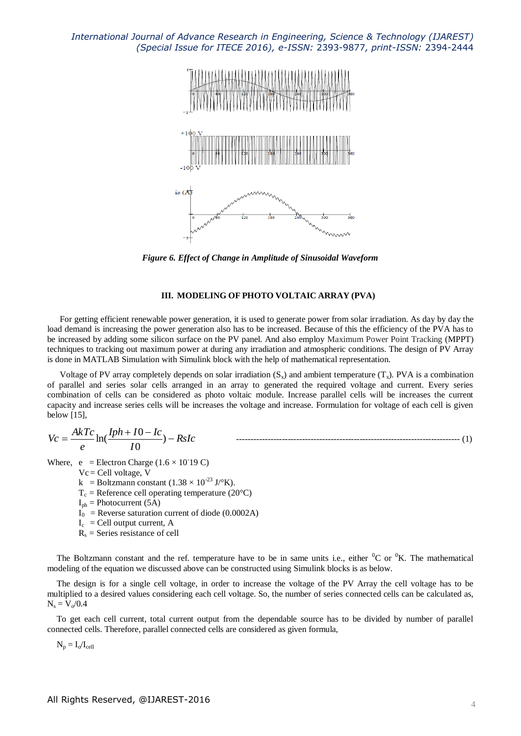*Figure 6. Effect of Change in Amplitude of Sinusoidal Waveform*

## III. MODELING OF PHOTO VOLTAIC ARRAY (PVA)

For getting efficient renewable power generation, it is used to generate power from solar irradiation. As day by day the load demand is increasing the power generation also has to be increased. Because of this the efficiency of the PVA has to be increased by adding some silicon surface on the PV panel. And also employ Maximum Power Point Tracking (MPPT) techniques to tracking out maximum power at during any irradiation and atmospheric conditions. The design of PV Array is done in MATLAB Simulation with Simulink block with the help of mathematical representation.

Voltage of PV array completely depends on solar irradiation ($S_x$) and ambient temperature ($T_x$). PVA is a combination of parallel and series solar cells arranged in an array to generated the required voltage and current. Every series combination of cells can be considered as photo voltaic module. Increase parallel cells will be increases the current capacity and increase series cells will be increases the voltage and increase. Formulation for voltage of each cell is given below [15],

$$Vc = \frac{AkTc}{e}\ln\left(\frac{Iph + I0 - Ic}{I0}\right) - RsIc \quad (1)$$

Where,
- $e$ = Electron Charge ($1.6 \times 10^{-19}$ C)
- $Vc$ = Cell voltage, V
- $k$ = Boltzmann constant ($1.38 \times 10^{-23}$ J/°K).
- $T_c$ = Reference cell operating temperature (20°C)
- $I_{ph}$ = Photocurrent (5A)
- $I_0$ = Reverse saturation current of diode (0.0002A)
- $I_c$ = Cell output current, A
- $R_s$ = Series resistance of cell

The Boltzmann constant and the ref. temperature have to be in same units i.e., either $^0$C or $^0$K. The mathematical modeling of the equation we discussed above can be constructed using Simulink blocks is as below.

The design is for a single cell voltage, in order to increase the voltage of the PV Array the cell voltage has to be multiplied to a desired values considering each cell voltage. So, the number of series connected cells can be calculated as, $N_s = V_o/0.4$

To get each cell current, total current output from the dependable source has to be divided by number of parallel connected cells. Therefore, parallel connected cells are considered as given formula,

$N_p = I_o/I_{cell}$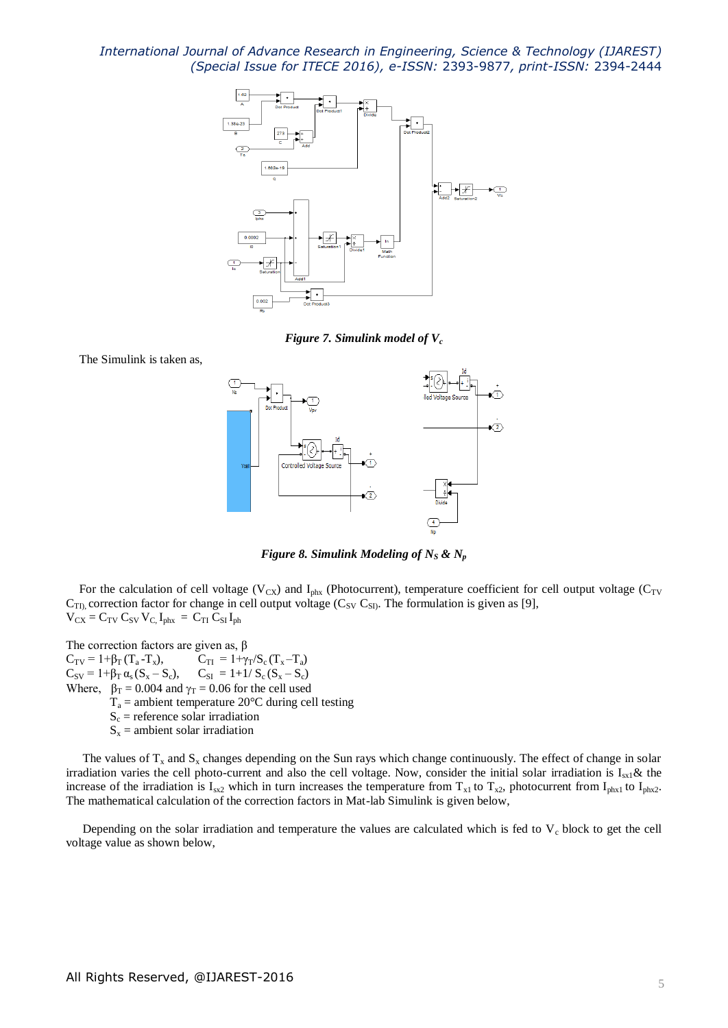*Figure 7. Simulink model of $V_c$*

The Simulink is taken as,

*Figure 8. Simulink Modeling of $N_S$ & $N_p$*

For the calculation of cell voltage ($V_{CX}$) and $I_{phx}$ (Photocurrent), temperature coefficient for cell output voltage ($C_{TV}$ $C_{TI}$), correction factor for change in cell output voltage ($C_{SV}$ $C_{SI}$). The formulation is given as [9],

$V_{CX} = C_{TV}\, C_{SV}\, V_C$, $I_{phx} = C_{TI}\, C_{SI}\, I_{ph}$

The correction factors are given as, β

$C_{TV} = 1+\beta_T\,(T_a - T_x)$, $\quad C_{TI} = 1+\gamma_T/S_c\,(T_x - T_a)$

$C_{SV} = 1+\beta_T\,\alpha_s\,(S_x - S_c)$, $\quad C_{SI} = 1+1/\,S_c\,(S_x - S_c)$

Where, $\beta_T = 0.004$ and $\gamma_T = 0.06$ for the cell used

$T_a$ = ambient temperature 20°C during cell testing

$S_c$ = reference solar irradiation

$S_x$ = ambient solar irradiation

The values of $T_x$ and $S_x$ changes depending on the Sun rays which change continuously. The effect of change in solar irradiation varies the cell photo-current and also the cell voltage. Now, consider the initial solar irradiation is $I_{sx1}$& the increase of the irradiation is $I_{sx2}$ which in turn increases the temperature from $T_{x1}$ to $T_{x2}$, photocurrent from $I_{phx1}$ to $I_{phx2}$. The mathematical calculation of the correction factors in Mat-lab Simulink is given below,

Depending on the solar irradiation and temperature the values are calculated which is fed to $V_c$ block to get the cell voltage value as shown below,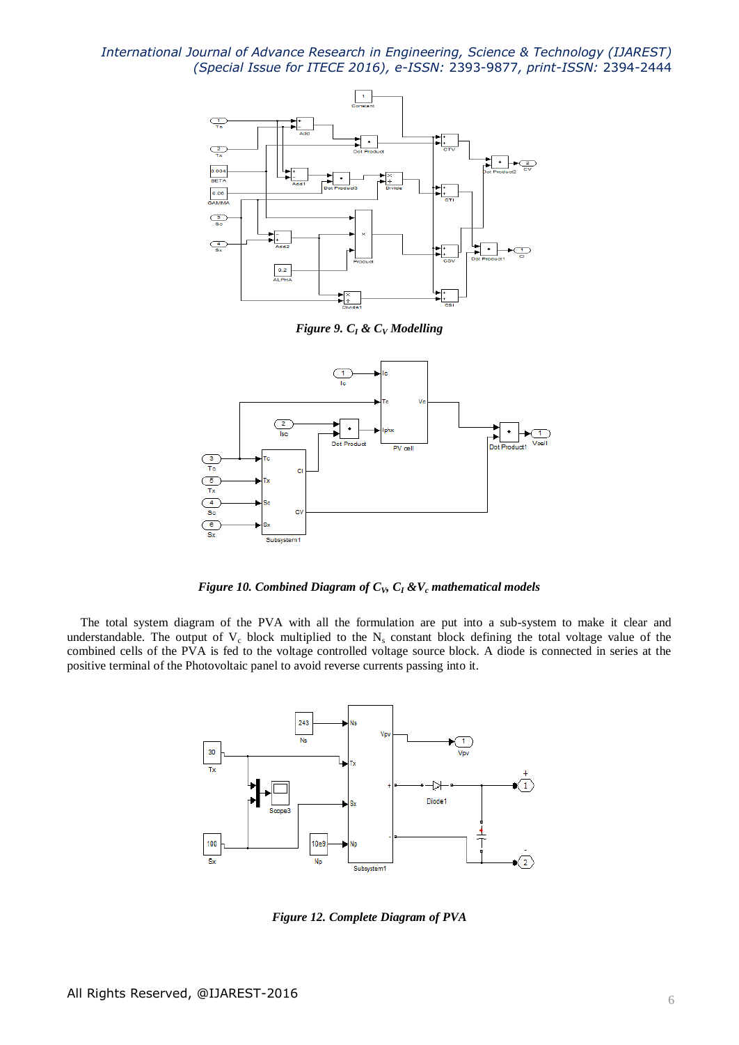*Figure 9. $C_I$ & $C_V$ Modelling*

*Figure 10. Combined Diagram of $C_V$, $C_I$ &$V_c$ mathematical models*

The total system diagram of the PVA with all the formulation are put into a sub-system to make it clear and understandable. The output of $V_c$ block multiplied to the $N_s$ constant block defining the total voltage value of the combined cells of the PVA is fed to the voltage controlled voltage source block. A diode is connected in series at the positive terminal of the Photovoltaic panel to avoid reverse currents passing into it.

*Figure 12. Complete Diagram of PVA*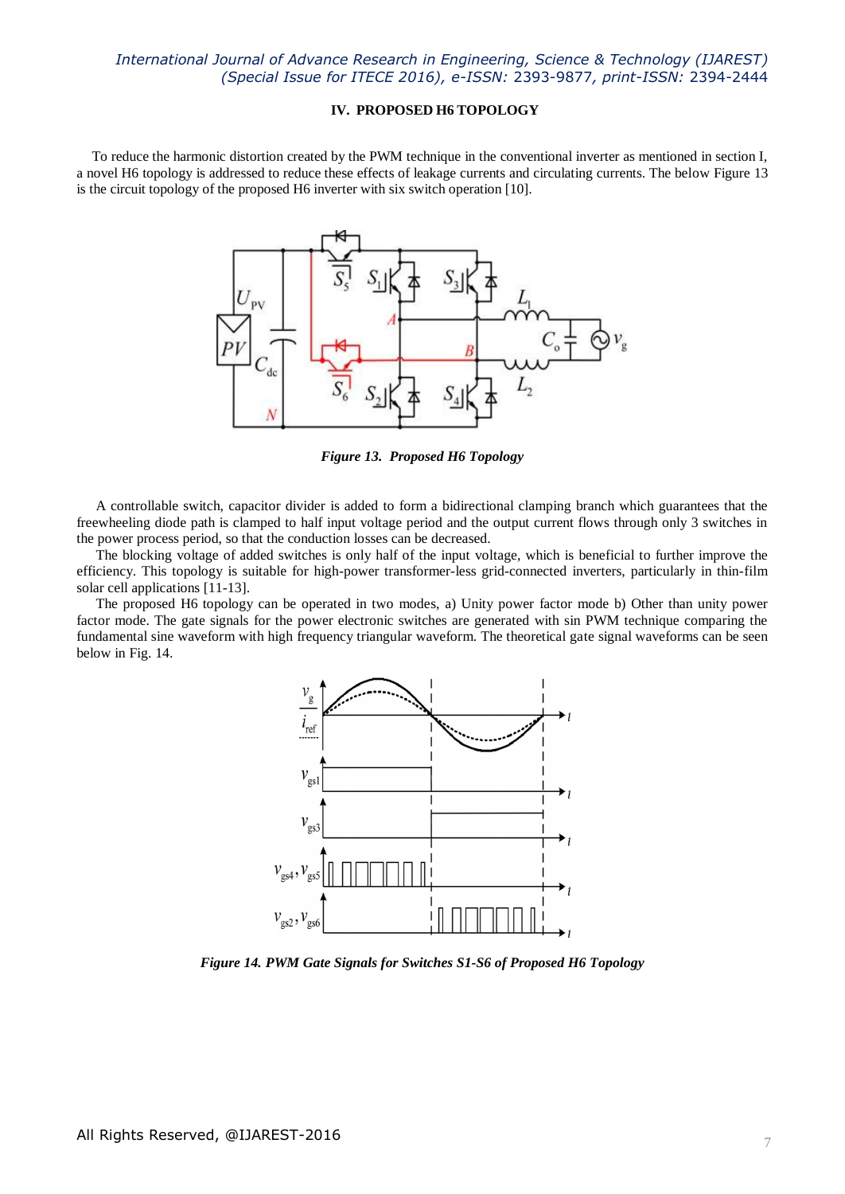## IV. PROPOSED H6 TOPOLOGY

To reduce the harmonic distortion created by the PWM technique in the conventional inverter as mentioned in section I, a novel H6 topology is addressed to reduce these effects of leakage currents and circulating currents. The below Figure 13 is the circuit topology of the proposed H6 inverter with six switch operation [10].

*Figure 13. Proposed H6 Topology*

A controllable switch, capacitor divider is added to form a bidirectional clamping branch which guarantees that the freewheeling diode path is clamped to half input voltage period and the output current flows through only 3 switches in the power process period, so that the conduction losses can be decreased.

The blocking voltage of added switches is only half of the input voltage, which is beneficial to further improve the efficiency. This topology is suitable for high-power transformer-less grid-connected inverters, particularly in thin-film solar cell applications [11-13].

The proposed H6 topology can be operated in two modes, a) Unity power factor mode b) Other than unity power factor mode. The gate signals for the power electronic switches are generated with sin PWM technique comparing the fundamental sine waveform with high frequency triangular waveform. The theoretical gate signal waveforms can be seen below in Fig. 14.

*Figure 14. PWM Gate Signals for Switches S1-S6 of Proposed H6 Topology*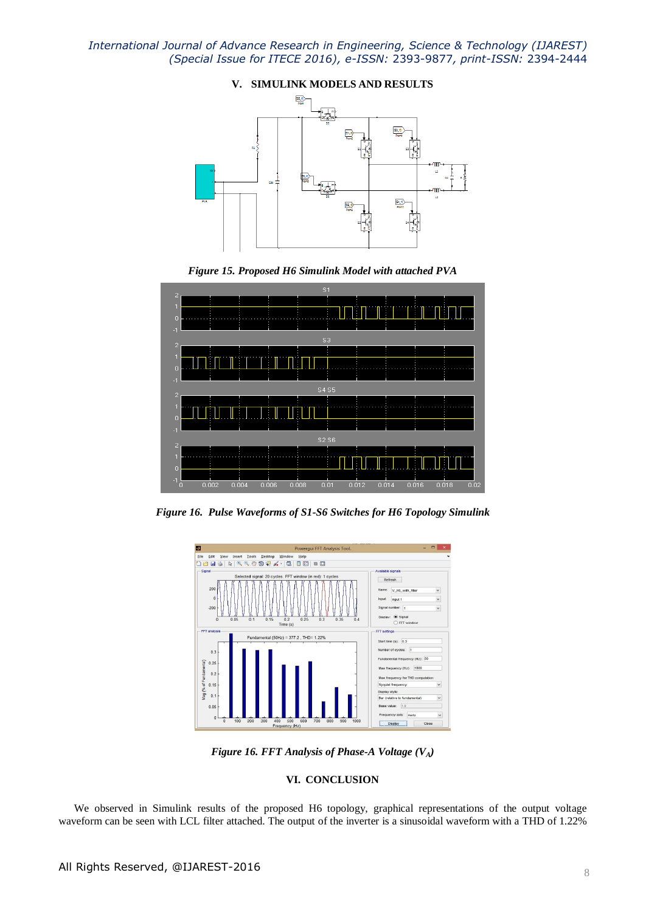## V. SIMULINK MODELS AND RESULTS

*Figure 15. Proposed H6 Simulink Model with attached PVA*

*Figure 16. Pulse Waveforms of S1-S6 Switches for H6 Topology Simulink*

*Figure 16. FFT Analysis of Phase-A Voltage ($V_A$)*

## VI. CONCLUSION

We observed in Simulink results of the proposed H6 topology, graphical representations of the output voltage waveform can be seen with LCL filter attached. The output of the inverter is a sinusoidal waveform with a THD of 1.22%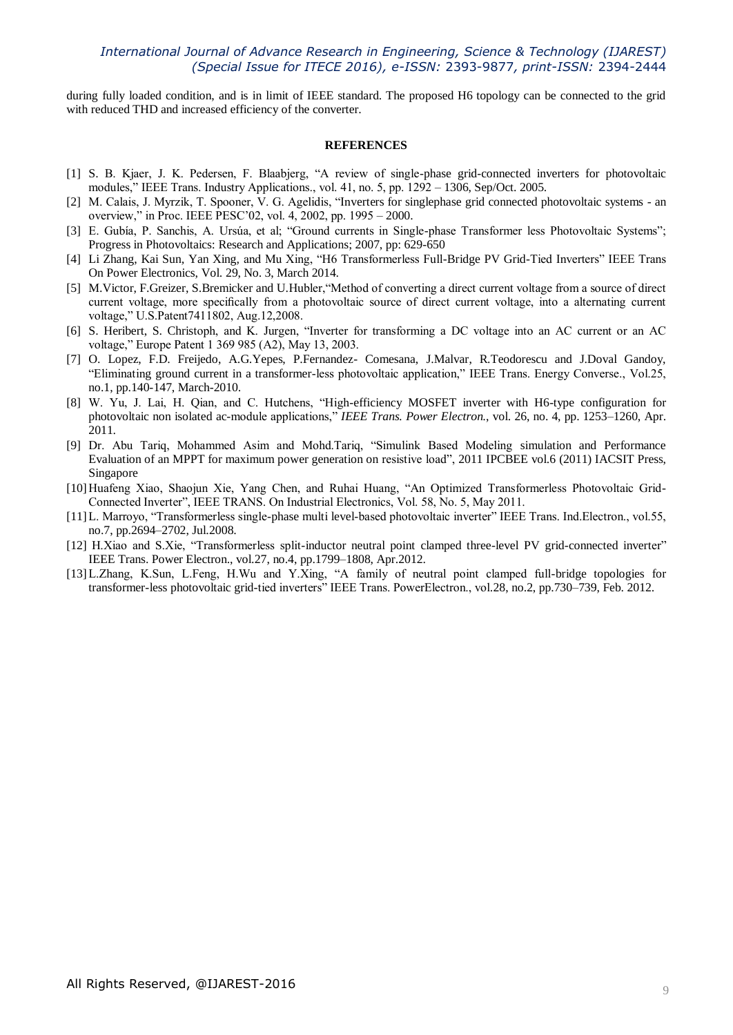during fully loaded condition, and is in limit of IEEE standard. The proposed H6 topology can be connected to the grid with reduced THD and increased efficiency of the converter.

## REFERENCES

[1] S. B. Kjaer, J. K. Pedersen, F. Blaabjerg, "A review of single-phase grid-connected inverters for photovoltaic modules," IEEE Trans. Industry Applications., vol. 41, no. 5, pp. 1292 – 1306, Sep/Oct. 2005.

[2] M. Calais, J. Myrzik, T. Spooner, V. G. Agelidis, "Inverters for singlephase grid connected photovoltaic systems - an overview," in Proc. IEEE PESC'02, vol. 4, 2002, pp. 1995 – 2000.

[3] E. Gubía, P. Sanchis, A. Ursúa, et al; "Ground currents in Single-phase Transformer less Photovoltaic Systems"; Progress in Photovoltaics: Research and Applications; 2007, pp: 629-650

[4] Li Zhang, Kai Sun, Yan Xing, and Mu Xing, "H6 Transformerless Full-Bridge PV Grid-Tied Inverters" IEEE Trans On Power Electronics, Vol. 29, No. 3, March 2014.

[5] M.Victor, F.Greizer, S.Bremicker and U.Hubler,"Method of converting a direct current voltage from a source of direct current voltage, more specifically from a photovoltaic source of direct current voltage, into a alternating current voltage," U.S.Patent7411802, Aug.12,2008.

[6] S. Heribert, S. Christoph, and K. Jurgen, "Inverter for transforming a DC voltage into an AC current or an AC voltage," Europe Patent 1 369 985 (A2), May 13, 2003.

[7] O. Lopez, F.D. Freijedo, A.G.Yepes, P.Fernandez- Comesana, J.Malvar, R.Teodorescu and J.Doval Gandoy, "Eliminating ground current in a transformer-less photovoltaic application," IEEE Trans. Energy Converse., Vol.25, no.1, pp.140-147, March-2010.

[8] W. Yu, J. Lai, H. Qian, and C. Hutchens, "High-efficiency MOSFET inverter with H6-type configuration for photovoltaic non isolated ac-module applications," *IEEE Trans. Power Electron.*, vol. 26, no. 4, pp. 1253–1260, Apr. 2011.

[9] Dr. Abu Tariq, Mohammed Asim and Mohd.Tariq, "Simulink Based Modeling simulation and Performance Evaluation of an MPPT for maximum power generation on resistive load", 2011 IPCBEE vol.6 (2011) IACSIT Press, Singapore

[10] Huafeng Xiao, Shaojun Xie, Yang Chen, and Ruhai Huang, "An Optimized Transformerless Photovoltaic Grid-Connected Inverter", IEEE TRANS. On Industrial Electronics, Vol. 58, No. 5, May 2011.

[11] L. Marroyo, "Transformerless single-phase multi level-based photovoltaic inverter" IEEE Trans. Ind.Electron., vol.55, no.7, pp.2694–2702, Jul.2008.

[12] H.Xiao and S.Xie, "Transformerless split-inductor neutral point clamped three-level PV grid-connected inverter" IEEE Trans. Power Electron., vol.27, no.4, pp.1799–1808, Apr.2012.

[13] L.Zhang, K.Sun, L.Feng, H.Wu and Y.Xing, "A family of neutral point clamped full-bridge topologies for transformer-less photovoltaic grid-tied inverters" IEEE Trans. PowerElectron., vol.28, no.2, pp.730–739, Feb. 2012.